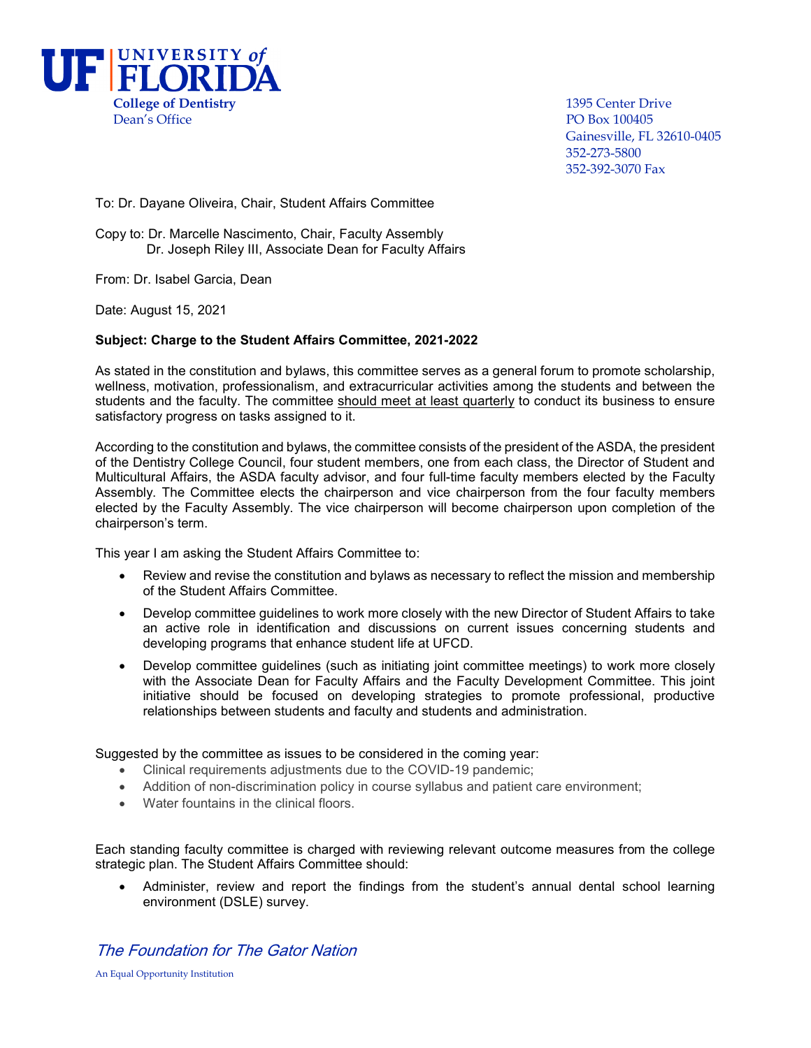UF UNIVERSITY of FLORIDA
College of Dentistry
Dean's Office

1395 Center Drive
PO Box 100405
Gainesville, FL 32610-0405
352-273-5800
352-392-3070 Fax

To: Dr. Dayane Oliveira, Chair, Student Affairs Committee

Copy to: Dr. Marcelle Nascimento, Chair, Faculty Assembly
Dr. Joseph Riley III, Associate Dean for Faculty Affairs

From: Dr. Isabel Garcia, Dean

Date: August 15, 2021

**Subject: Charge to the Student Affairs Committee, 2021-2022**

As stated in the constitution and bylaws, this committee serves as a general forum to promote scholarship, wellness, motivation, professionalism, and extracurricular activities among the students and between the students and the faculty. The committee should meet at least quarterly to conduct its business to ensure satisfactory progress on tasks assigned to it.

According to the constitution and bylaws, the committee consists of the president of the ASDA, the president of the Dentistry College Council, four student members, one from each class, the Director of Student and Multicultural Affairs, the ASDA faculty advisor, and four full-time faculty members elected by the Faculty Assembly. The Committee elects the chairperson and vice chairperson from the four faculty members elected by the Faculty Assembly. The vice chairperson will become chairperson upon completion of the chairperson's term.

This year I am asking the Student Affairs Committee to:

- Review and revise the constitution and bylaws as necessary to reflect the mission and membership of the Student Affairs Committee.
- Develop committee guidelines to work more closely with the new Director of Student Affairs to take an active role in identification and discussions on current issues concerning students and developing programs that enhance student life at UFCD.
- Develop committee guidelines (such as initiating joint committee meetings) to work more closely with the Associate Dean for Faculty Affairs and the Faculty Development Committee. This joint initiative should be focused on developing strategies to promote professional, productive relationships between students and faculty and students and administration.

Suggested by the committee as issues to be considered in the coming year:

- Clinical requirements adjustments due to the COVID-19 pandemic;
- Addition of non-discrimination policy in course syllabus and patient care environment;
- Water fountains in the clinical floors.

Each standing faculty committee is charged with reviewing relevant outcome measures from the college strategic plan. The Student Affairs Committee should:

- Administer, review and report the findings from the student's annual dental school learning environment (DSLE) survey.

*The Foundation for The Gator Nation*

An Equal Opportunity Institution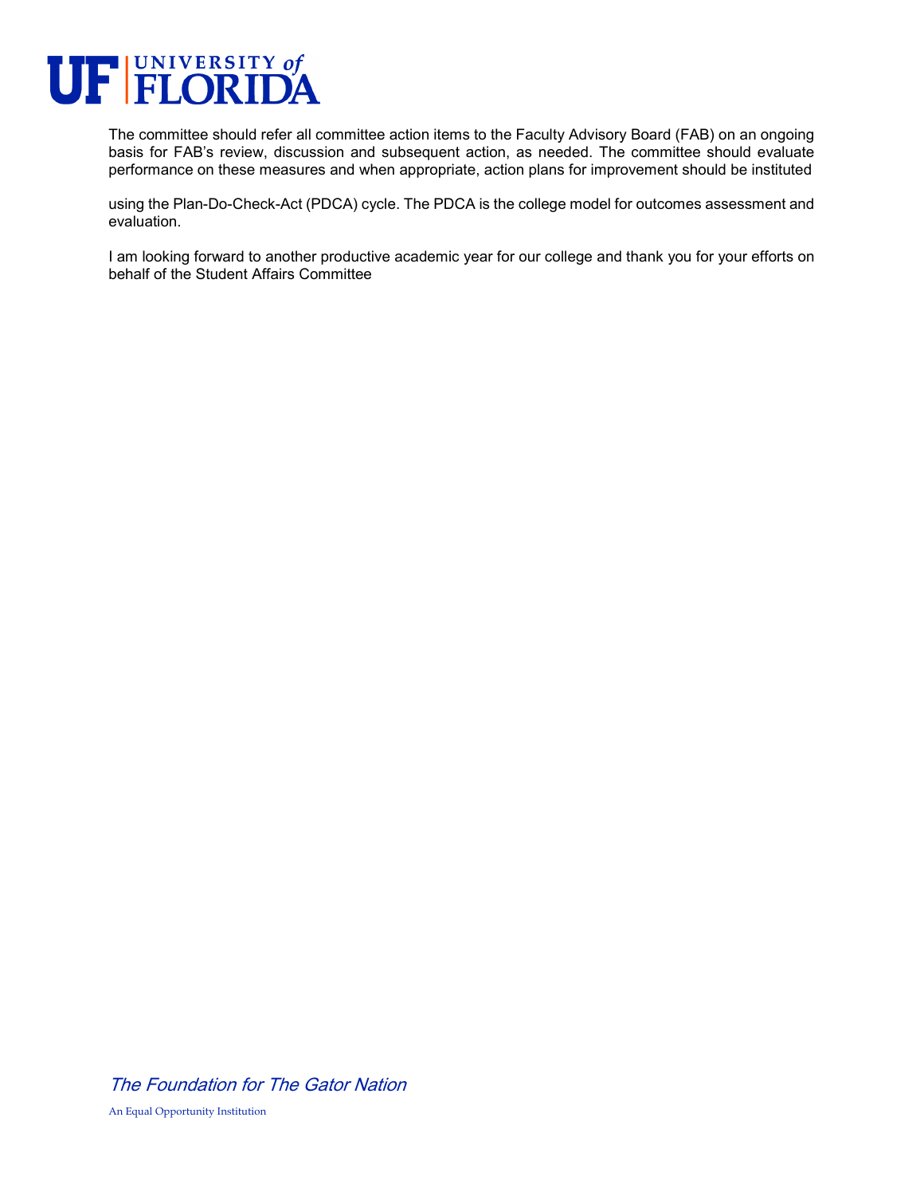The committee should refer all committee action items to the Faculty Advisory Board (FAB) on an ongoing basis for FAB's review, discussion and subsequent action, as needed. The committee should evaluate performance on these measures and when appropriate, action plans for improvement should be instituted

using the Plan-Do-Check-Act (PDCA) cycle. The PDCA is the college model for outcomes assessment and evaluation.

I am looking forward to another productive academic year for our college and thank you for your efforts on behalf of the Student Affairs Committee